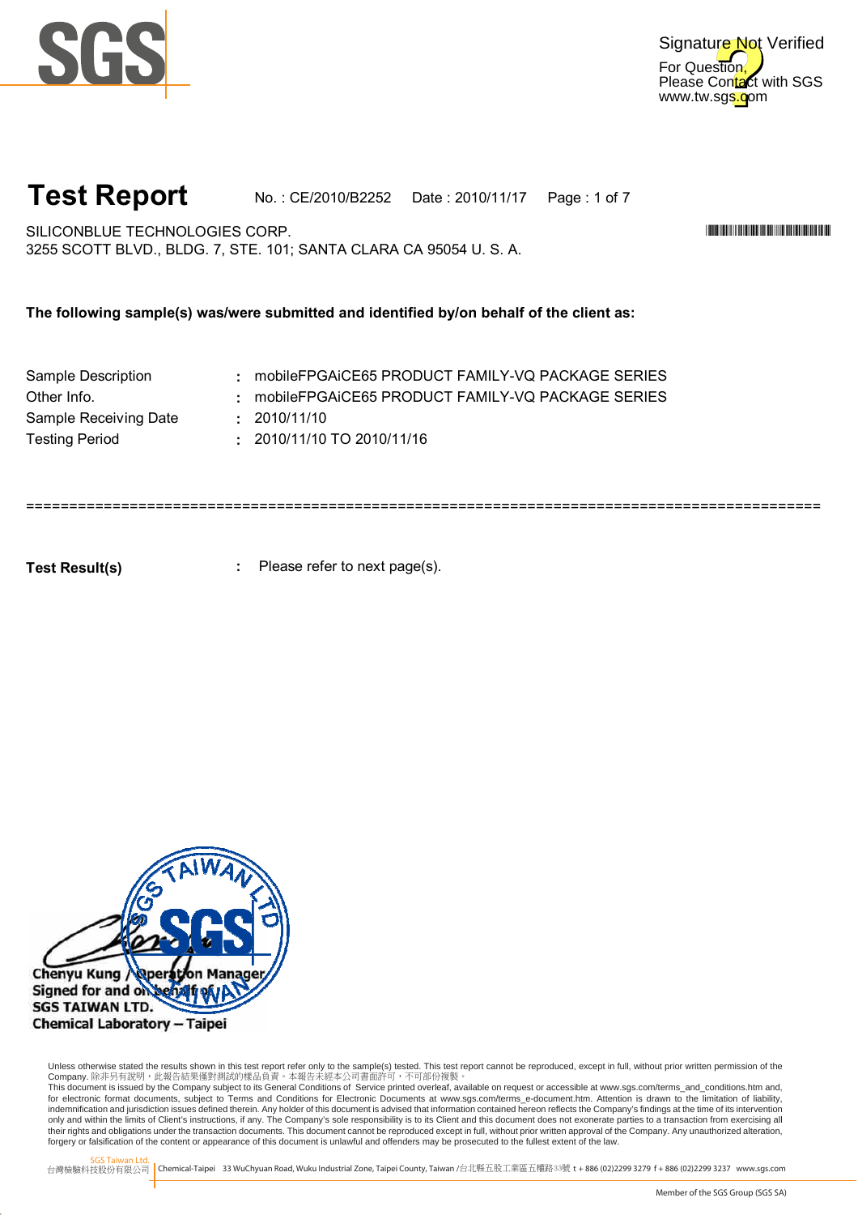Signature Not Verified
For Question,
Please Contact with SGS
www.tw.sgs.com

# Test Report

No. : CE/2010/B2252 Date : 2010/11/17

SILICONBLUE TECHNOLOGIES CORP.
3255 SCOTT BLVD., BLDG. 7, STE. 101; SANTA CLARA CA 95054 U. S. A.

**The following sample(s) was/were submitted and identified by/on behalf of the client as:**

| | | |
|---|---|---|
| Sample Description | : | mobileFPGAiCE65 PRODUCT FAMILY-VQ PACKAGE SERIES |
| Other Info. | : | mobileFPGAiCE65 PRODUCT FAMILY-VQ PACKAGE SERIES |
| Sample Receiving Date | : | 2010/11/10 |
| Testing Period | : | 2010/11/10 TO 2010/11/16 |

===========================================================================================

**Test Result(s)** : Please refer to next page(s).

Chenyu Kung / Operation Manager
Signed for and on behalf of
SGS TAIWAN LTD.
Chemical Laboratory – Taipei

Unless otherwise stated the results shown in this test report refer only to the sample(s) tested. This test report cannot be reproduced, except in full, without prior written permission of the Company. 除非另有說明，此報告結果僅對測試的樣品負責。本報告未經本公司書面許可，不可部份複製。
This document is issued by the Company subject to its General Conditions of Service printed overleaf, available on request or accessible at www.sgs.com/terms_and_conditions.htm and, for electronic format documents, subject to Terms and Conditions for Electronic Documents at www.sgs.com/terms_e-document.htm. Attention is drawn to the limitation of liability, indemnification and jurisdiction issues defined therein. Any holder of this document is advised that information contained hereon reflects the Company's findings at the time of its intervention only and within the limits of Client's instructions, if any. The Company's sole responsibility is to its Client and this document does not exonerate parties to a transaction from exercising all their rights and obligations under the transaction documents. This document cannot be reproduced except in full, without prior written approval of the Company. Any unauthorized alteration, forgery or falsification of the content or appearance of this document is unlawful and offenders may be prosecuted to the fullest extent of the law.

SGS Taiwan Ltd.
台灣檢驗科技股份有限公司 | Chemical-Taipei 33 WuChyuan Road, Wuku Industrial Zone, Taipei County, Taiwan /台北縣五股工業區五權路33號 t + 886 (02)2299 3279 f + 886 (02)2299 3237 www.sgs.com

Member of the SGS Group (SGS SA)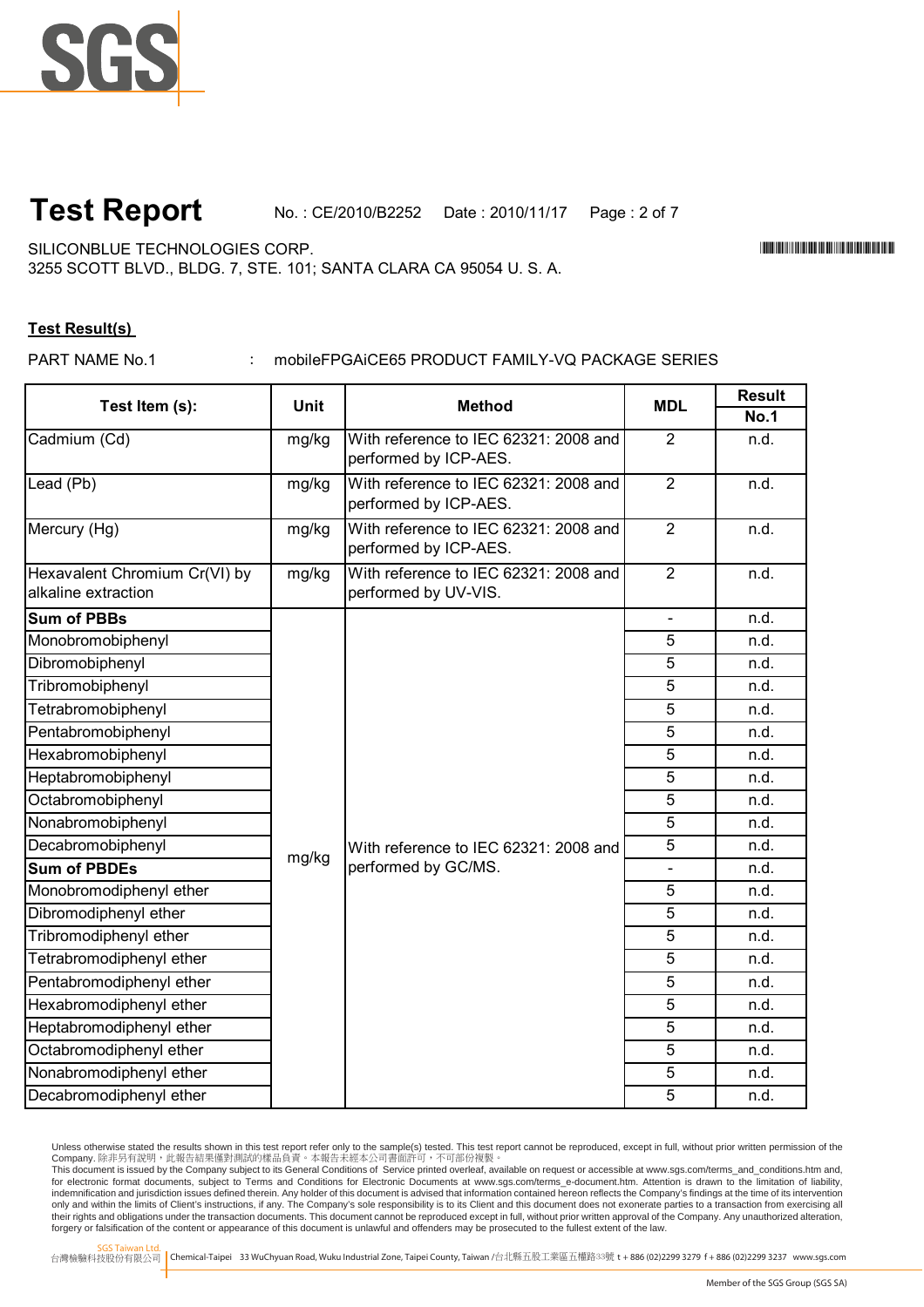# Test Report

No. : CE/2010/B2252 Date : 2010/11/17

SILICONBLUE TECHNOLOGIES CORP.
3255 SCOTT BLVD., BLDG. 7, STE. 101; SANTA CLARA CA 95054 U. S. A.

**Test Result(s)**

PART NAME No.1 : mobileFPGAiCE65 PRODUCT FAMILY-VQ PACKAGE SERIES

| Test Item (s): | Unit | Method | MDL | Result |
|---|---|---|---|---|
| | | | | **No.1** |
| Cadmium (Cd) | mg/kg | With reference to IEC 62321: 2008 and performed by ICP-AES. | 2 | n.d. |
| Lead (Pb) | mg/kg | With reference to IEC 62321: 2008 and performed by ICP-AES. | 2 | n.d. |
| Mercury (Hg) | mg/kg | With reference to IEC 62321: 2008 and performed by ICP-AES. | 2 | n.d. |
| Hexavalent Chromium Cr(VI) by alkaline extraction | mg/kg | With reference to IEC 62321: 2008 and performed by UV-VIS. | 2 | n.d. |
| **Sum of PBBs** | mg/kg | With reference to IEC 62321: 2008 and performed by GC/MS. | - | n.d. |
| Monobromobiphenyl | | | 5 | n.d. |
| Dibromobiphenyl | | | 5 | n.d. |
| Tribromobiphenyl | | | 5 | n.d. |
| Tetrabromobiphenyl | | | 5 | n.d. |
| Pentabromobiphenyl | | | 5 | n.d. |
| Hexabromobiphenyl | | | 5 | n.d. |
| Heptabromobiphenyl | | | 5 | n.d. |
| Octabromobiphenyl | | | 5 | n.d. |
| Nonabromobiphenyl | | | 5 | n.d. |
| Decabromobiphenyl | | | 5 | n.d. |
| **Sum of PBDEs** | | | - | n.d. |
| Monobromodiphenyl ether | | | 5 | n.d. |
| Dibromodiphenyl ether | | | 5 | n.d. |
| Tribromodiphenyl ether | | | 5 | n.d. |
| Tetrabromodiphenyl ether | | | 5 | n.d. |
| Pentabromodiphenyl ether | | | 5 | n.d. |
| Hexabromodiphenyl ether | | | 5 | n.d. |
| Heptabromodiphenyl ether | | | 5 | n.d. |
| Octabromodiphenyl ether | | | 5 | n.d. |
| Nonabromodiphenyl ether | | | 5 | n.d. |
| Decabromodiphenyl ether | | | 5 | n.d. |

Unless otherwise stated the results shown in this test report refer only to the sample(s) tested. This test report cannot be reproduced, except in full, without prior written permission of the Company. 除非另有說明，此報告結果僅對測試的樣品負責。本報告未經本公司書面許可，不可部份複製。
This document is issued by the Company subject to its General Conditions of Service printed overleaf, available on request or accessible at www.sgs.com/terms_and_conditions.htm and, for electronic format documents, subject to Terms and Conditions for Electronic Documents at www.sgs.com/terms_e-document.htm. Attention is drawn to the limitation of liability, indemnification and jurisdiction issues defined therein. Any holder of this document is advised that information contained hereon reflects the Company's findings at the time of its intervention only and within the limits of Client's instructions, if any. The Company's sole responsibility is to its Client and this document does not exonerate parties to a transaction from exercising all their rights and obligations under the transaction documents. This document cannot be reproduced except in full, without prior written approval of the Company. Any unauthorized alteration, forgery or falsification of the content or appearance of this document is unlawful and offenders may be prosecuted to the fullest extent of the law.

SGS Taiwan Ltd.
台灣檢驗科技股份有限公司 | Chemical-Taipei 33 WuChyuan Road, Wuku Industrial Zone, Taipei County, Taiwan /台北縣五股工業區五權路33號 t + 886 (02)2299 3279 f + 886 (02)2299 3237 www.sgs.com

Member of the SGS Group (SGS SA)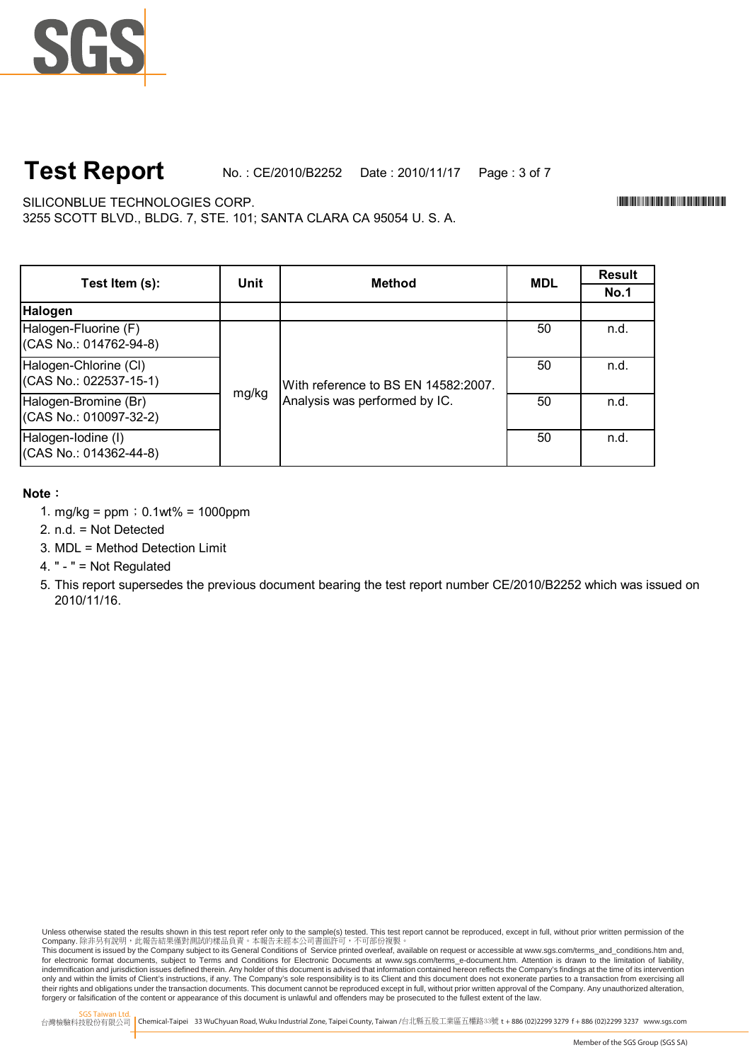# Test Report

No. : CE/2010/B2252 Date : 2010/11/17

SILICONBLUE TECHNOLOGIES CORP.
3255 SCOTT BLVD., BLDG. 7, STE. 101; SANTA CLARA CA 95054 U. S. A.

| Test Item (s): | Unit | Method | MDL | Result |
|---|---|---|---|---|
| | | | | No.1 |
| **Halogen** | | | | |
| Halogen-Fluorine (F) (CAS No.: 014762-94-8) | mg/kg | With reference to BS EN 14582:2007. Analysis was performed by IC. | 50 | n.d. |
| Halogen-Chlorine (Cl) (CAS No.: 022537-15-1) | mg/kg | With reference to BS EN 14582:2007. Analysis was performed by IC. | 50 | n.d. |
| Halogen-Bromine (Br) (CAS No.: 010097-32-2) | mg/kg | With reference to BS EN 14582:2007. Analysis was performed by IC. | 50 | n.d. |
| Halogen-Iodine (I) (CAS No.: 014362-44-8) | mg/kg | With reference to BS EN 14582:2007. Analysis was performed by IC. | 50 | n.d. |

**Note：**

1. mg/kg = ppm；0.1wt% = 1000ppm
2. n.d. = Not Detected
3. MDL = Method Detection Limit
4. " - " = Not Regulated
5. This report supersedes the previous document bearing the test report number CE/2010/B2252 which was issued on 2010/11/16.

Unless otherwise stated the results shown in this test report refer only to the sample(s) tested. This test report cannot be reproduced, except in full, without prior written permission of the Company. 除非另有說明，此報告結果僅對測試的樣品負責。本報告未經本公司書面許可，不可部份複製。
This document is issued by the Company subject to its General Conditions of Service printed overleaf, available on request or accessible at www.sgs.com/terms_and_conditions.htm and, for electronic format documents, subject to Terms and Conditions for Electronic Documents at www.sgs.com/terms_e-document.htm. Attention is drawn to the limitation of liability, indemnification and jurisdiction issues defined therein. Any holder of this document is advised that information contained hereon reflects the Company's findings at the time of its intervention only and within the limits of Client's instructions, if any. The Company's sole responsibility is to its Client and this document does not exonerate parties to a transaction from exercising all their rights and obligations under the transaction documents. This document cannot be reproduced except in full, without prior written approval of the Company. Any unauthorized alteration, forgery or falsification of the content or appearance of this document is unlawful and offenders may be prosecuted to the fullest extent of the law.

SGS Taiwan Ltd. 台灣檢驗科技股份有限公司 | Chemical-Taipei 33 WuChyuan Road, Wuku Industrial Zone, Taipei County, Taiwan /台北縣五股工業區五權路33號 t + 886 (02)2299 3279 f + 886 (02)2299 3237 www.sgs.com

Member of the SGS Group (SGS SA)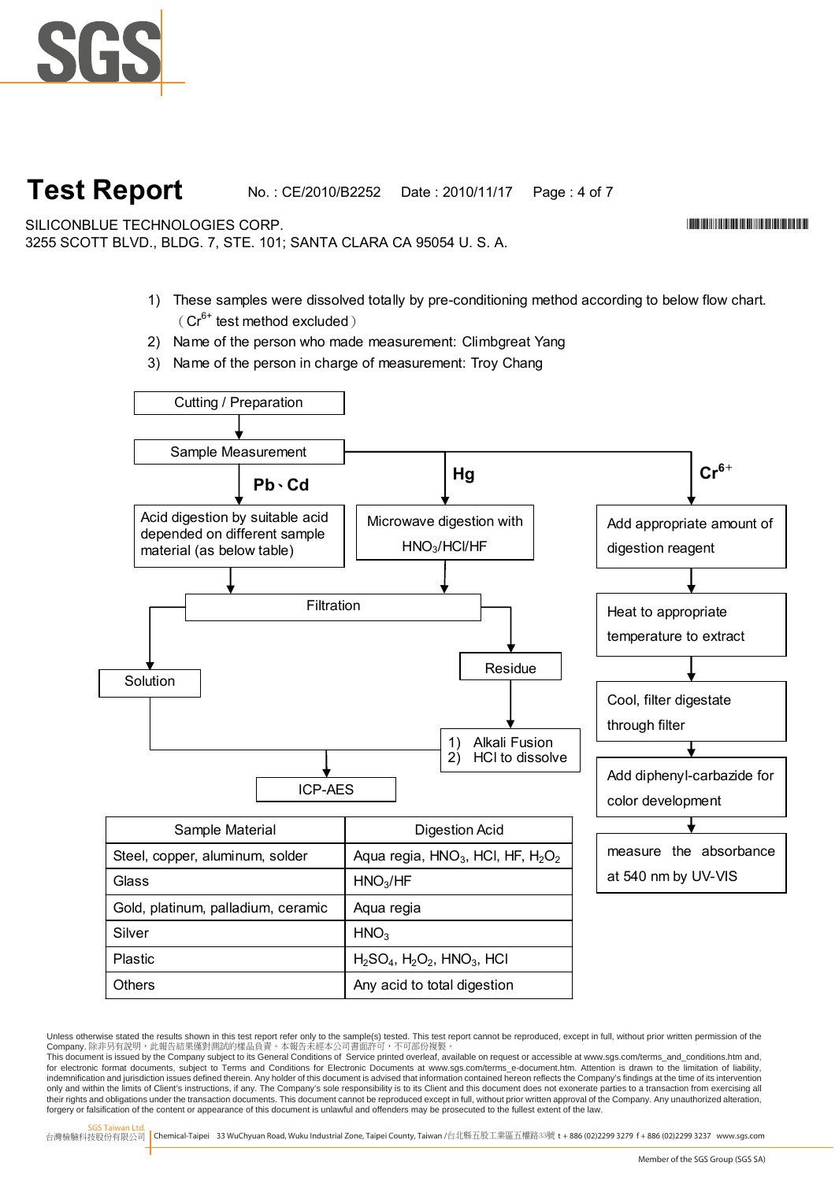# Test Report

No. : CE/2010/B2252    Date : 2010/11/17

SILICONBLUE TECHNOLOGIES CORP.
3255 SCOTT BLVD., BLDG. 7, STE. 101; SANTA CLARA CA 95054 U. S. A.

1) These samples were dissolved totally by pre-conditioning method according to below flow chart. （$Cr^{6+}$ test method excluded）
2) Name of the person who made measurement: Climbgreat Yang
3) Name of the person in charge of measurement: Troy Chang

Cutting / Preparation → Sample Measurement

**Pb、Cd**: Acid digestion by suitable acid depended on different sample material (as below table) → Filtration

**Hg**: Microwave digestion with $HNO_3$/HCl/HF → Filtration

Filtration → Solution → ICP-AES

Filtration → Residue → 1) Alkali Fusion 2) HCl to dissolve → ICP-AES

**$Cr^{6+}$**: Add appropriate amount of digestion reagent → Heat to appropriate temperature to extract → Cool, filter digestate through filter → Add diphenyl-carbazide for color development → measure the absorbance at 540 nm by UV-VIS

| Sample Material | Digestion Acid |
|---|---|
| Steel, copper, aluminum, solder | Aqua regia, $HNO_3$, HCl, HF, $H_2O_2$ |
| Glass | $HNO_3$/HF |
| Gold, platinum, palladium, ceramic | Aqua regia |
| Silver | $HNO_3$ |
| Plastic | $H_2SO_4$, $H_2O_2$, $HNO_3$, HCl |
| Others | Any acid to total digestion |

Unless otherwise stated the results shown in this test report refer only to the sample(s) tested. This test report cannot be reproduced, except in full, without prior written permission of the Company. 除非另有說明，此報告結果僅對測試的樣品負責。本報告未經本公司書面許可，不可部份複製。
This document is issued by the Company subject to its General Conditions of Service printed overleaf, available on request or accessible at www.sgs.com/terms_and_conditions.htm and, for electronic format documents, subject to Terms and Conditions for Electronic Documents at www.sgs.com/terms_e-document.htm. Attention is drawn to the limitation of liability, indemnification and jurisdiction issues defined therein. Any holder of this document is advised that information contained hereon reflects the Company's findings at the time of its intervention only and within the limits of Client's instructions, if any. The Company's sole responsibility is to its Client and this document does not exonerate parties to a transaction from exercising all their rights and obligations under the transaction documents. This document cannot be reproduced except in full, without prior written approval of the Company. Any unauthorized alteration, forgery or falsification of the content or appearance of this document is unlawful and offenders may be prosecuted to the fullest extent of the law.

SGS Taiwan Ltd. 台灣檢驗科技股份有限公司 | Chemical-Taipei 33 WuChyuan Road, Wuku Industrial Zone, Taipei County, Taiwan /台北縣五股工業區五權路33號 t + 886 (02)2299 3279 f + 886 (02)2299 3237 www.sgs.com

Member of the SGS Group (SGS SA)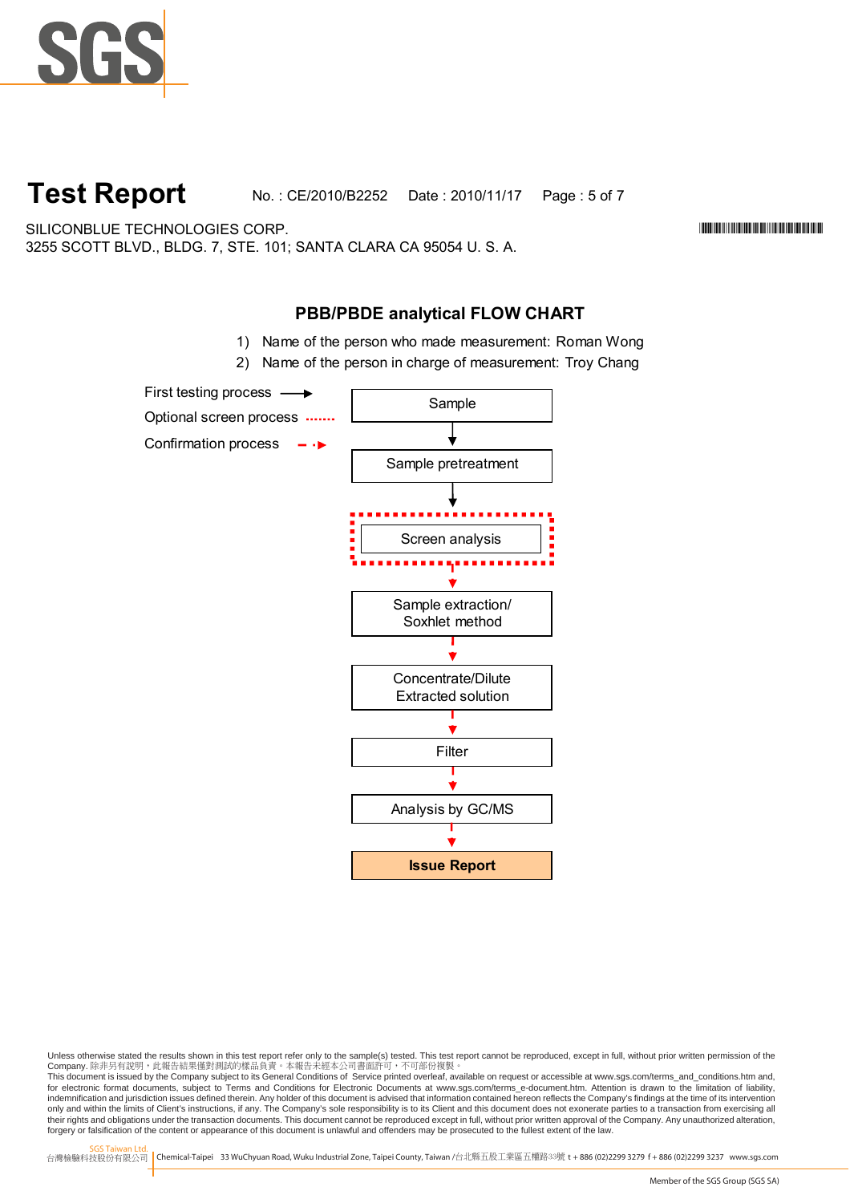# Test Report

No. : CE/2010/B2252 Date : 2010/11/17

SILICONBLUE TECHNOLOGIES CORP.
3255 SCOTT BLVD., BLDG. 7, STE. 101; SANTA CLARA CA 95054 U. S. A.

## PBB/PBDE analytical FLOW CHART

1) Name of the person who made measurement: Roman Wong
2) Name of the person in charge of measurement: Troy Chang

First testing process →
Optional screen process ·······
Confirmation process - -▸

Sample
↓
Sample pretreatment
↓
Screen analysis
↓
Sample extraction/ Soxhlet method
↓
Concentrate/Dilute Extracted solution
↓
Filter
↓
Analysis by GC/MS
↓
**Issue Report**

Unless otherwise stated the results shown in this test report refer only to the sample(s) tested. This test report cannot be reproduced, except in full, without prior written permission of the Company. 除非另有說明，此報告結果僅對測試的樣品負責。本報告未經本公司書面許可，不可部份複製。
This document is issued by the Company subject to its General Conditions of Service printed overleaf, available on request or accessible at www.sgs.com/terms_and_conditions.htm and, for electronic format documents, subject to Terms and Conditions for Electronic Documents at www.sgs.com/terms_e-document.htm. Attention is drawn to the limitation of liability, indemnification and jurisdiction issues defined therein. Any holder of this document is advised that information contained hereon reflects the Company's findings at the time of its intervention only and within the limits of Client's instructions, if any. The Company's sole responsibility is to its Client and this document does not exonerate parties to a transaction from exercising all their rights and obligations under the transaction documents. This document cannot be reproduced except in full, without prior written approval of the Company. Any unauthorized alteration, forgery or falsification of the content or appearance of this document is unlawful and offenders may be prosecuted to the fullest extent of the law.

SGS Taiwan Ltd.
台灣檢驗科技股份有限公司 | Chemical-Taipei 33 WuChyuan Road, Wuku Industrial Zone, Taipei County, Taiwan /台北縣五股工業區五權路33號 t + 886 (02)2299 3279 f + 886 (02)2299 3237 www.sgs.com

Member of the SGS Group (SGS SA)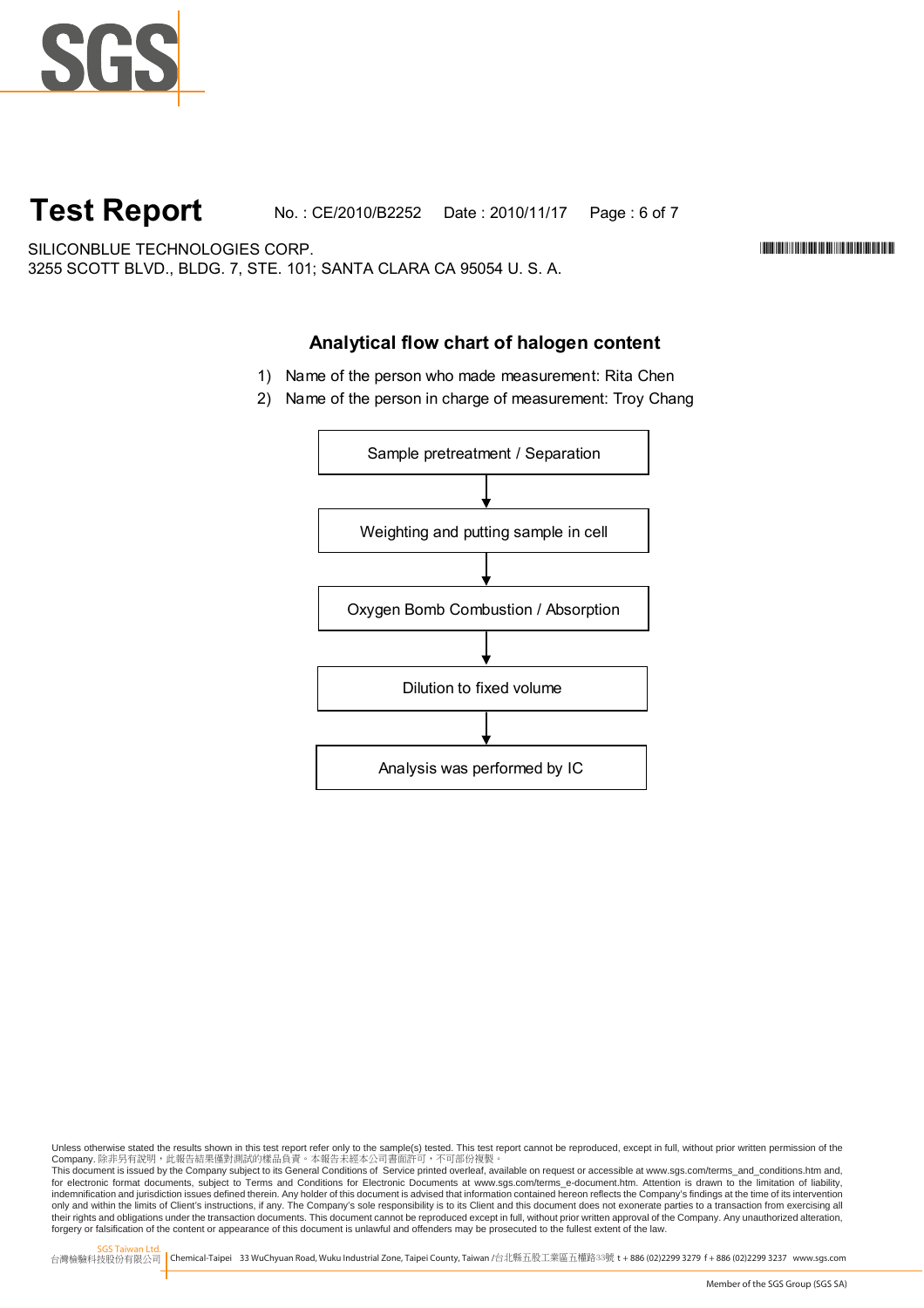# Test Report

No. : CE/2010/B2252 Date : 2010/11/17

SILICONBLUE TECHNOLOGIES CORP.
3255 SCOTT BLVD., BLDG. 7, STE. 101; SANTA CLARA CA 95054 U. S. A.

## Analytical flow chart of halogen content

1) Name of the person who made measurement: Rita Chen
2) Name of the person in charge of measurement: Troy Chang

Sample pretreatment / Separation

↓

Weighting and putting sample in cell

↓

Oxygen Bomb Combustion / Absorption

↓

Dilution to fixed volume

↓

Analysis was performed by IC

Unless otherwise stated the results shown in this test report refer only to the sample(s) tested. This test report cannot be reproduced, except in full, without prior written permission of the Company. 除非另有說明，此報告結果僅對測試的樣品負責。本報告未經本公司書面許可，不可部份複製。
This document is issued by the Company subject to its General Conditions of Service printed overleaf, available on request or accessible at www.sgs.com/terms_and_conditions.htm and, for electronic format documents, subject to Terms and Conditions for Electronic Documents at www.sgs.com/terms_e-document.htm. Attention is drawn to the limitation of liability, indemnification and jurisdiction issues defined therein. Any holder of this document is advised that information contained hereon reflects the Company's findings at the time of its intervention only and within the limits of Client's instructions, if any. The Company's sole responsibility is to its Client and this document does not exonerate parties to a transaction from exercising all their rights and obligations under the transaction documents. This document cannot be reproduced except in full, without prior written approval of the Company. Any unauthorized alteration, forgery or falsification of the content or appearance of this document is unlawful and offenders may be prosecuted to the fullest extent of the law.

SGS Taiwan Ltd.
台灣檢驗科技股份有限公司 Chemical-Taipei 33 WuChyuan Road, Wuku Industrial Zone, Taipei County, Taiwan /台北縣五股工業區五權路33號 t + 886 (02)2299 3279 f + 886 (02)2299 3237 www.sgs.com

Member of the SGS Group (SGS SA)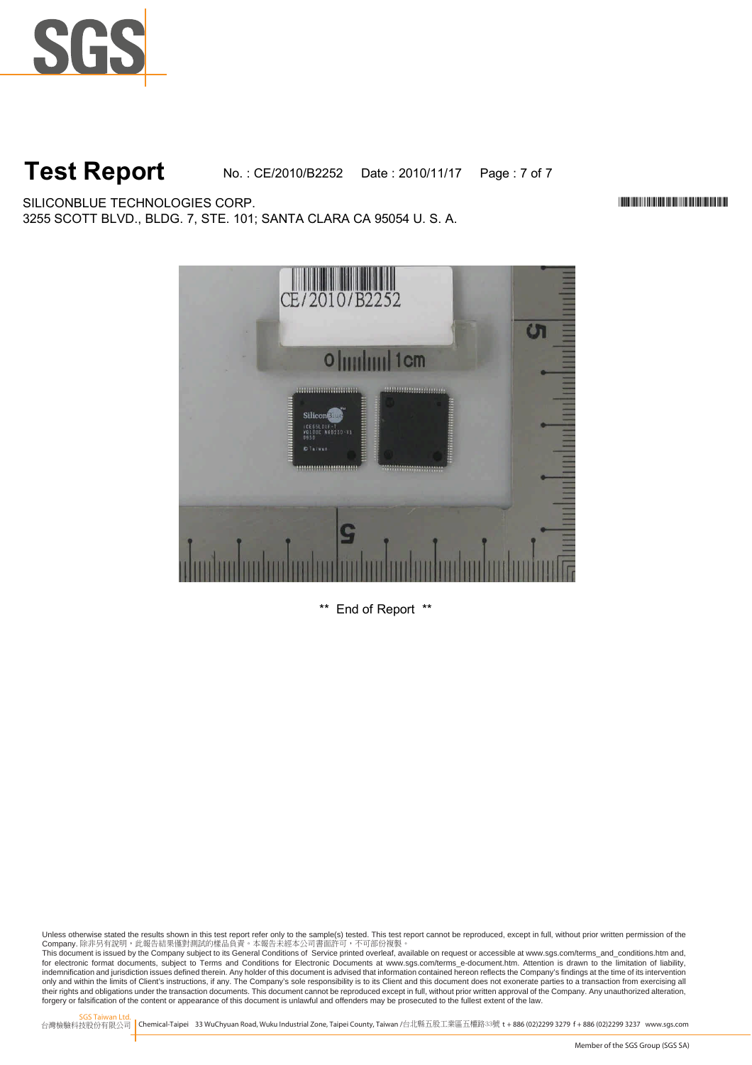# Test Report

No. : CE/2010/B2252 Date : 2010/11/17

SILICONBLUE TECHNOLOGIES CORP.
3255 SCOTT BLVD., BLDG. 7, STE. 101; SANTA CLARA CA 95054 U. S. A.

** End of Report **

Unless otherwise stated the results shown in this test report refer only to the sample(s) tested. This test report cannot be reproduced, except in full, without prior written permission of the Company. 除非另有說明，此報告結果僅對測試的樣品負責。本報告未經本公司書面許可，不可部份複製。
This document is issued by the Company subject to its General Conditions of Service printed overleaf, available on request or accessible at www.sgs.com/terms_and_conditions.htm and, for electronic format documents, subject to Terms and Conditions for Electronic Documents at www.sgs.com/terms_e-document.htm. Attention is drawn to the limitation of liability, indemnification and jurisdiction issues defined therein. Any holder of this document is advised that information contained hereon reflects the Company's findings at the time of its intervention only and within the limits of Client's instructions, if any. The Company's sole responsibility is to its Client and this document does not exonerate parties to a transaction from exercising all their rights and obligations under the transaction documents. This document cannot be reproduced except in full, without prior written approval of the Company. Any unauthorized alteration, forgery or falsification of the content or appearance of this document is unlawful and offenders may be prosecuted to the fullest extent of the law.

SGS Taiwan Ltd.
台灣檢驗科技股份有限公司 | Chemical-Taipei 33 WuChyuan Road, Wuku Industrial Zone, Taipei County, Taiwan /台北縣五股工業區五權路33號 t + 886 (02)2299 3279 f + 886 (02)2299 3237 www.sgs.com

Member of the SGS Group (SGS SA)